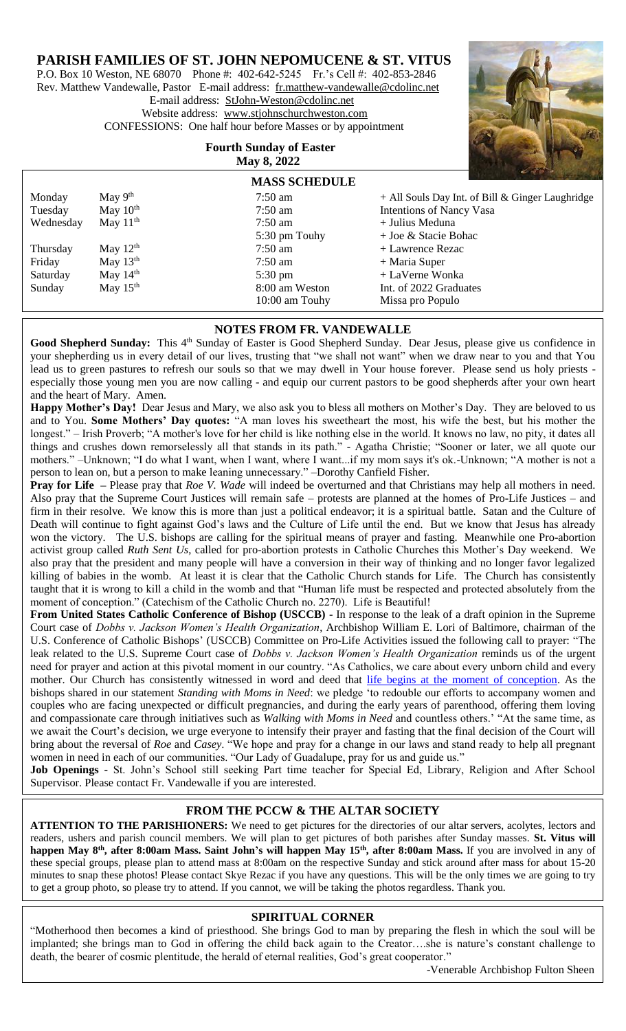# PARISH FAMILIES OF ST. JOHN NEPOMUCENE & ST. VITUS

P.O. Box 10 Weston, NE 68070 Phone #: 402-642-5245 Fr.'s Cell #: 402-853-2846
Rev. Matthew Vandewalle, Pastor E-mail address: fr.matthew-vandewalle@cdolinc.net
E-mail address: StJohn-Weston@cdolinc.net
Website address: www.stjohnschurchweston.com
CONFESSIONS: One half hour before Masses or by appointment

**Fourth Sunday of Easter**
**May 8, 2022**

## MASS SCHEDULE

| | | | |
|---|---|---|---|
| Monday | May 9th | 7:50 am | + All Souls Day Int. of Bill & Ginger Laughridge |
| Tuesday | May 10th | 7:50 am | Intentions of Nancy Vasa |
| Wednesday | May 11th | 7:50 am | + Julius Meduna |
| | | 5:30 pm Touhy | + Joe & Stacie Bohac |
| Thursday | May 12th | 7:50 am | + Lawrence Rezac |
| Friday | May 13th | 7:50 am | + Maria Super |
| Saturday | May 14th | 5:30 pm | + LaVerne Wonka |
| Sunday | May 15th | 8:00 am Weston | Int. of 2022 Graduates |
| | | 10:00 am Touhy | Missa pro Populo |

## NOTES FROM FR. VANDEWALLE

**Good Shepherd Sunday:** This 4th Sunday of Easter is Good Shepherd Sunday. Dear Jesus, please give us confidence in your shepherding us in every detail of our lives, trusting that "we shall not want" when we draw near to you and that You lead us to green pastures to refresh our souls so that we may dwell in Your house forever. Please send us holy priests - especially those young men you are now calling - and equip our current pastors to be good shepherds after your own heart and the heart of Mary. Amen.

**Happy Mother's Day!** Dear Jesus and Mary, we also ask you to bless all mothers on Mother's Day. They are beloved to us and to You. **Some Mothers' Day quotes:** "A man loves his sweetheart the most, his wife the best, but his mother the longest." – Irish Proverb; "A mother's love for her child is like nothing else in the world. It knows no law, no pity, it dates all things and crushes down remorselessly all that stands in its path." - Agatha Christie; "Sooner or later, we all quote our mothers." –Unknown; "I do what I want, when I want, where I want...if my mom says it's ok.-Unknown; "A mother is not a person to lean on, but a person to make leaning unnecessary." –Dorothy Canfield Fisher.

**Pray for Life –** Please pray that *Roe V. Wade* will indeed be overturned and that Christians may help all mothers in need. Also pray that the Supreme Court Justices will remain safe – protests are planned at the homes of Pro-Life Justices – and firm in their resolve. We know this is more than just a political endeavor; it is a spiritual battle. Satan and the Culture of Death will continue to fight against God's laws and the Culture of Life until the end. But we know that Jesus has already won the victory. The U.S. bishops are calling for the spiritual means of prayer and fasting. Meanwhile one Pro-abortion activist group called *Ruth Sent Us*, called for pro-abortion protests in Catholic Churches this Mother's Day weekend. We also pray that the president and many people will have a conversion in their way of thinking and no longer favor legalized killing of babies in the womb. At least it is clear that the Catholic Church stands for Life. The Church has consistently taught that it is wrong to kill a child in the womb and that "Human life must be respected and protected absolutely from the moment of conception." (Catechism of the Catholic Church no. 2270). Life is Beautiful!

**From United States Catholic Conference of Bishop (USCCB)** - In response to the leak of a draft opinion in the Supreme Court case of *Dobbs v. Jackson Women's Health Organization*, Archbishop William E. Lori of Baltimore, chairman of the U.S. Conference of Catholic Bishops' (USCCB) Committee on Pro-Life Activities issued the following call to prayer: "The leak related to the U.S. Supreme Court case of *Dobbs v. Jackson Women's Health Organization* reminds us of the urgent need for prayer and action at this pivotal moment in our country. "As Catholics, we care about every unborn child and every mother. Our Church has consistently witnessed in word and deed that life begins at the moment of conception. As the bishops shared in our statement *Standing with Moms in Need*: we pledge 'to redouble our efforts to accompany women and couples who are facing unexpected or difficult pregnancies, and during the early years of parenthood, offering them loving and compassionate care through initiatives such as *Walking with Moms in Need* and countless others.' "At the same time, as we await the Court's decision, we urge everyone to intensify their prayer and fasting that the final decision of the Court will bring about the reversal of *Roe* and *Casey*. "We hope and pray for a change in our laws and stand ready to help all pregnant women in need in each of our communities. "Our Lady of Guadalupe, pray for us and guide us."

**Job Openings -** St. John's School still seeking Part time teacher for Special Ed, Library, Religion and After School Supervisor. Please contact Fr. Vandewalle if you are interested.

## FROM THE PCCW & THE ALTAR SOCIETY

**ATTENTION TO THE PARISHIONERS:** We need to get pictures for the directories of our altar servers, acolytes, lectors and readers, ushers and parish council members. We will plan to get pictures of both parishes after Sunday masses. **St. Vitus will happen May 8th, after 8:00am Mass. Saint John's will happen May 15th, after 8:00am Mass.** If you are involved in any of these special groups, please plan to attend mass at 8:00am on the respective Sunday and stick around after mass for about 15-20 minutes to snap these photos! Please contact Skye Rezac if you have any questions. This will be the only times we are going to try to get a group photo, so please try to attend. If you cannot, we will be taking the photos regardless. Thank you.

## SPIRITUAL CORNER

"Motherhood then becomes a kind of priesthood. She brings God to man by preparing the flesh in which the soul will be implanted; she brings man to God in offering the child back again to the Creator….she is nature's constant challenge to death, the bearer of cosmic plentitude, the herald of eternal realities, God's great cooperator."

-Venerable Archbishop Fulton Sheen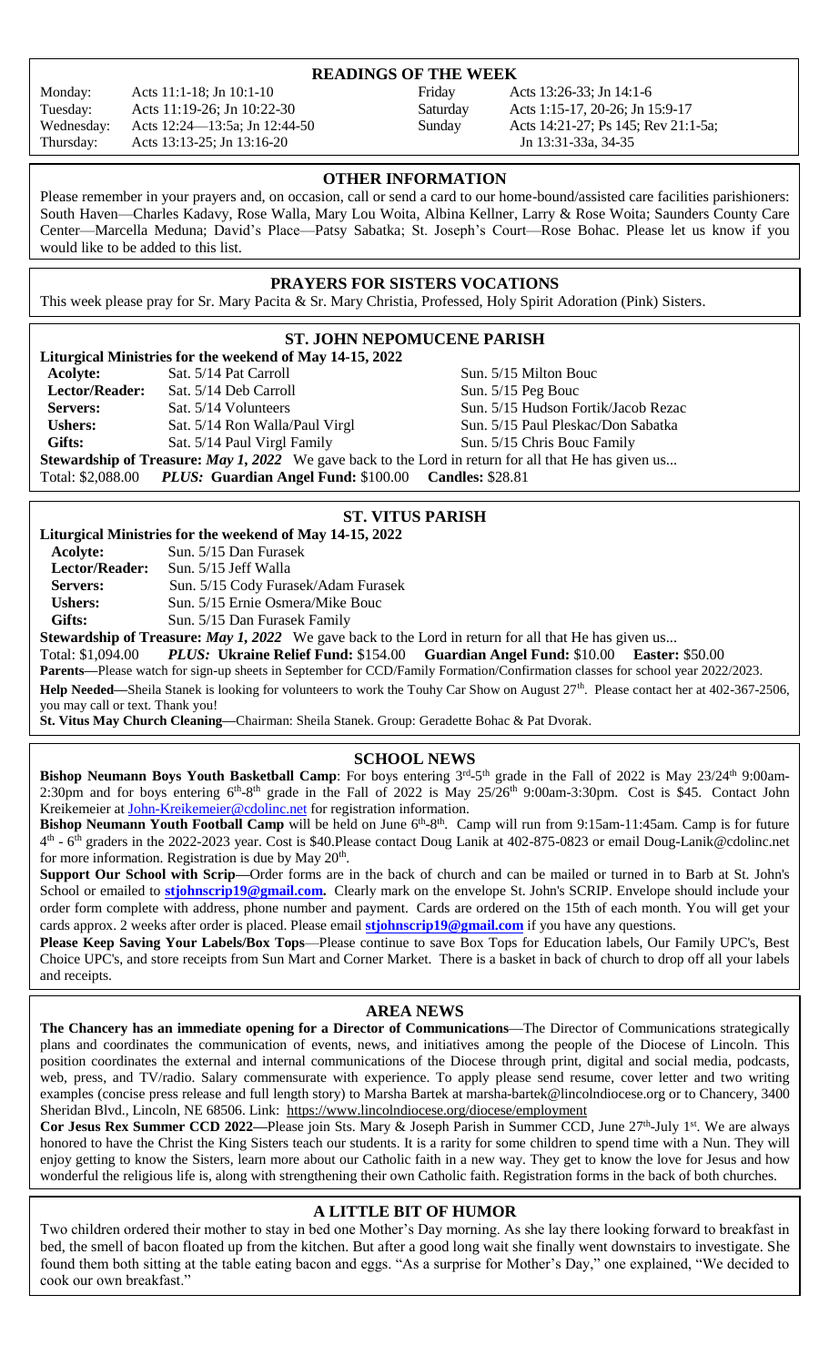## READINGS OF THE WEEK

| | | | |
|---|---|---|---|
| Monday: | Acts 11:1-18; Jn 10:1-10 | Friday | Acts 13:26-33; Jn 14:1-6 |
| Tuesday: | Acts 11:19-26; Jn 10:22-30 | Saturday | Acts 1:15-17, 20-26; Jn 15:9-17 |
| Wednesday: | Acts 12:24—13:5a; Jn 12:44-50 | Sunday | Acts 14:21-27; Ps 145; Rev 21:1-5a; Jn 13:31-33a, 34-35 |
| Thursday: | Acts 13:13-25; Jn 13:16-20 | | |

## OTHER INFORMATION

Please remember in your prayers and, on occasion, call or send a card to our home-bound/assisted care facilities parishioners: South Haven—Charles Kadavy, Rose Walla, Mary Lou Woita, Albina Kellner, Larry & Rose Woita; Saunders County Care Center—Marcella Meduna; David's Place—Patsy Sabatka; St. Joseph's Court—Rose Bohac. Please let us know if you would like to be added to this list.

## PRAYERS FOR SISTERS VOCATIONS

This week please pray for Sr. Mary Pacita & Sr. Mary Christia, Professed, Holy Spirit Adoration (Pink) Sisters.

## ST. JOHN NEPOMUCENE PARISH

**Liturgical Ministries for the weekend of May 14-15, 2022**

| | | |
|---|---|---|
| **Acolyte:** | Sat. 5/14 Pat Carroll | Sun. 5/15 Milton Bouc |
| **Lector/Reader:** | Sat. 5/14 Deb Carroll | Sun. 5/15 Peg Bouc |
| **Servers:** | Sat. 5/14 Volunteers | Sun. 5/15 Hudson Fortik/Jacob Rezac |
| **Ushers:** | Sat. 5/14 Ron Walla/Paul Virgl | Sun. 5/15 Paul Pleskac/Don Sabatka |
| **Gifts:** | Sat. 5/14 Paul Virgl Family | Sun. 5/15 Chris Bouc Family |

**Stewardship of Treasure:** ***May 1, 2022*** We gave back to the Lord in return for all that He has given us...

Total: $2,088.00 ***PLUS:*** **Guardian Angel Fund:** $100.00 **Candles:** $28.81

## ST. VITUS PARISH

**Liturgical Ministries for the weekend of May 14-15, 2022**

| | |
|---|---|
| **Acolyte:** | Sun. 5/15 Dan Furasek |
| **Lector/Reader:** | Sun. 5/15 Jeff Walla |
| **Servers:** | Sun. 5/15 Cody Furasek/Adam Furasek |
| **Ushers:** | Sun. 5/15 Ernie Osmera/Mike Bouc |
| **Gifts:** | Sun. 5/15 Dan Furasek Family |

**Stewardship of Treasure:** ***May 1, 2022*** We gave back to the Lord in return for all that He has given us...

Total: $1,094.00 ***PLUS:*** **Ukraine Relief Fund:** $154.00 **Guardian Angel Fund:** $10.00 **Easter:** $50.00

**Parents—**Please watch for sign-up sheets in September for CCD/Family Formation/Confirmation classes for school year 2022/2023.

**Help Needed—**Sheila Stanek is looking for volunteers to work the Touhy Car Show on August 27th. Please contact her at 402-367-2506, you may call or text. Thank you!

**St. Vitus May Church Cleaning—**Chairman: Sheila Stanek. Group: Geradette Bohac & Pat Dvorak.

## SCHOOL NEWS

**Bishop Neumann Boys Youth Basketball Camp**: For boys entering 3rd-5th grade in the Fall of 2022 is May 23/24th 9:00am-2:30pm and for boys entering 6th-8th grade in the Fall of 2022 is May 25/26th 9:00am-3:30pm. Cost is $45. Contact John Kreikemeier at John-Kreikemeier@cdolinc.net for registration information.

**Bishop Neumann Youth Football Camp** will be held on June 6th-8th. Camp will run from 9:15am-11:45am. Camp is for future 4th - 6th graders in the 2022-2023 year. Cost is $40.Please contact Doug Lanik at 402-875-0823 or email Doug-Lanik@cdolinc.net for more information. Registration is due by May 20th.

**Support Our School with Scrip—**Order forms are in the back of church and can be mailed or turned in to Barb at St. John's School or emailed to **stjohnscrip19@gmail.com.** Clearly mark on the envelope St. John's SCRIP. Envelope should include your order form complete with address, phone number and payment. Cards are ordered on the 15th of each month. You will get your cards approx. 2 weeks after order is placed. Please email **stjohnscrip19@gmail.com** if you have any questions.

**Please Keep Saving Your Labels/Box Tops**—Please continue to save Box Tops for Education labels, Our Family UPC's, Best Choice UPC's, and store receipts from Sun Mart and Corner Market. There is a basket in back of church to drop off all your labels and receipts.

## AREA NEWS

**The Chancery has an immediate opening for a Director of Communications**—The Director of Communications strategically plans and coordinates the communication of events, news, and initiatives among the people of the Diocese of Lincoln. This position coordinates the external and internal communications of the Diocese through print, digital and social media, podcasts, web, press, and TV/radio. Salary commensurate with experience. To apply please send resume, cover letter and two writing examples (concise press release and full length story) to Marsha Bartek at marsha-bartek@lincolndiocese.org or to Chancery, 3400 Sheridan Blvd., Lincoln, NE 68506. Link: https://www.lincolndiocese.org/diocese/employment

**Cor Jesus Rex Summer CCD 2022—**Please join Sts. Mary & Joseph Parish in Summer CCD, June 27th-July 1st. We are always honored to have the Christ the King Sisters teach our students. It is a rarity for some children to spend time with a Nun. They will enjoy getting to know the Sisters, learn more about our Catholic faith in a new way. They get to know the love for Jesus and how wonderful the religious life is, along with strengthening their own Catholic faith. Registration forms in the back of both churches.

## A LITTLE BIT OF HUMOR

Two children ordered their mother to stay in bed one Mother's Day morning. As she lay there looking forward to breakfast in bed, the smell of bacon floated up from the kitchen. But after a good long wait she finally went downstairs to investigate. She found them both sitting at the table eating bacon and eggs. "As a surprise for Mother's Day," one explained, "We decided to cook our own breakfast."